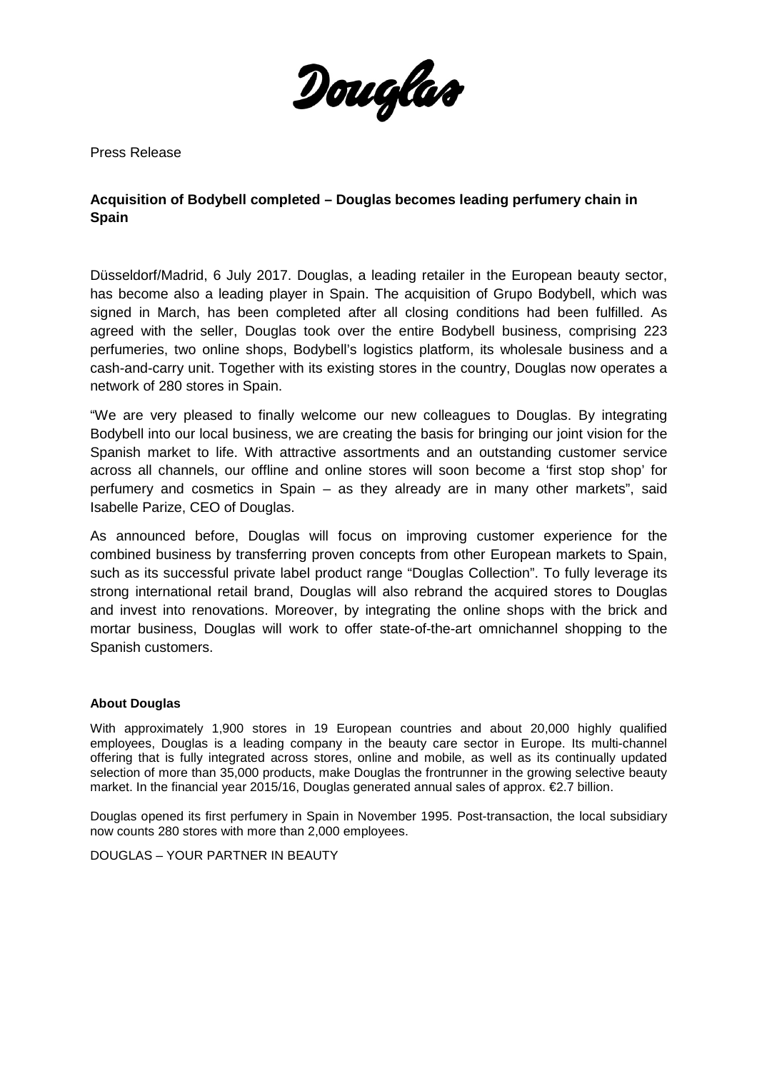Douglas

Press Release

**Acquisition of Bodybell completed – Douglas becomes leading perfumery chain in Spain**

Düsseldorf/Madrid, 6 July 2017. Douglas, a leading retailer in the European beauty sector, has become also a leading player in Spain. The acquisition of Grupo Bodybell, which was signed in March, has been completed after all closing conditions had been fulfilled. As agreed with the seller, Douglas took over the entire Bodybell business, comprising 223 perfumeries, two online shops, Bodybell's logistics platform, its wholesale business and a cash-and-carry unit. Together with its existing stores in the country, Douglas now operates a network of 280 stores in Spain.

"We are very pleased to finally welcome our new colleagues to Douglas. By integrating Bodybell into our local business, we are creating the basis for bringing our joint vision for the Spanish market to life. With attractive assortments and an outstanding customer service across all channels, our offline and online stores will soon become a 'first stop shop' for perfumery and cosmetics in Spain – as they already are in many other markets", said Isabelle Parize, CEO of Douglas.

As announced before, Douglas will focus on improving customer experience for the combined business by transferring proven concepts from other European markets to Spain, such as its successful private label product range "Douglas Collection". To fully leverage its strong international retail brand, Douglas will also rebrand the acquired stores to Douglas and invest into renovations. Moreover, by integrating the online shops with the brick and mortar business, Douglas will work to offer state-of-the-art omnichannel shopping to the Spanish customers.

**About Douglas**

With approximately 1,900 stores in 19 European countries and about 20,000 highly qualified employees, Douglas is a leading company in the beauty care sector in Europe. Its multi-channel offering that is fully integrated across stores, online and mobile, as well as its continually updated selection of more than 35,000 products, make Douglas the frontrunner in the growing selective beauty market. In the financial year 2015/16, Douglas generated annual sales of approx. €2.7 billion.

Douglas opened its first perfumery in Spain in November 1995. Post-transaction, the local subsidiary now counts 280 stores with more than 2,000 employees.

DOUGLAS – YOUR PARTNER IN BEAUTY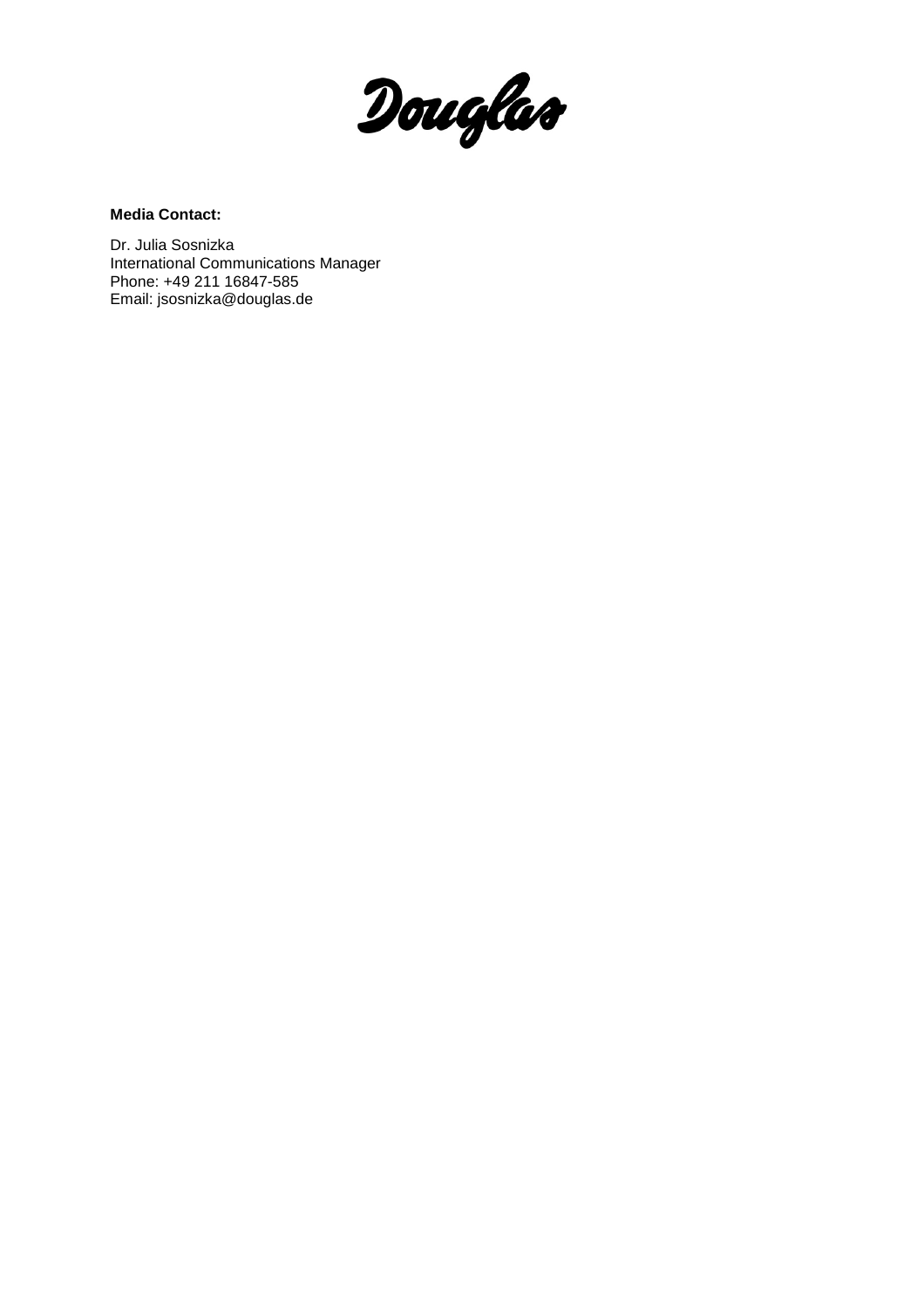Douglas

**Media Contact:**

Dr. Julia Sosnizka
International Communications Manager
Phone: +49 211 16847-585
Email: jsosnizka@douglas.de